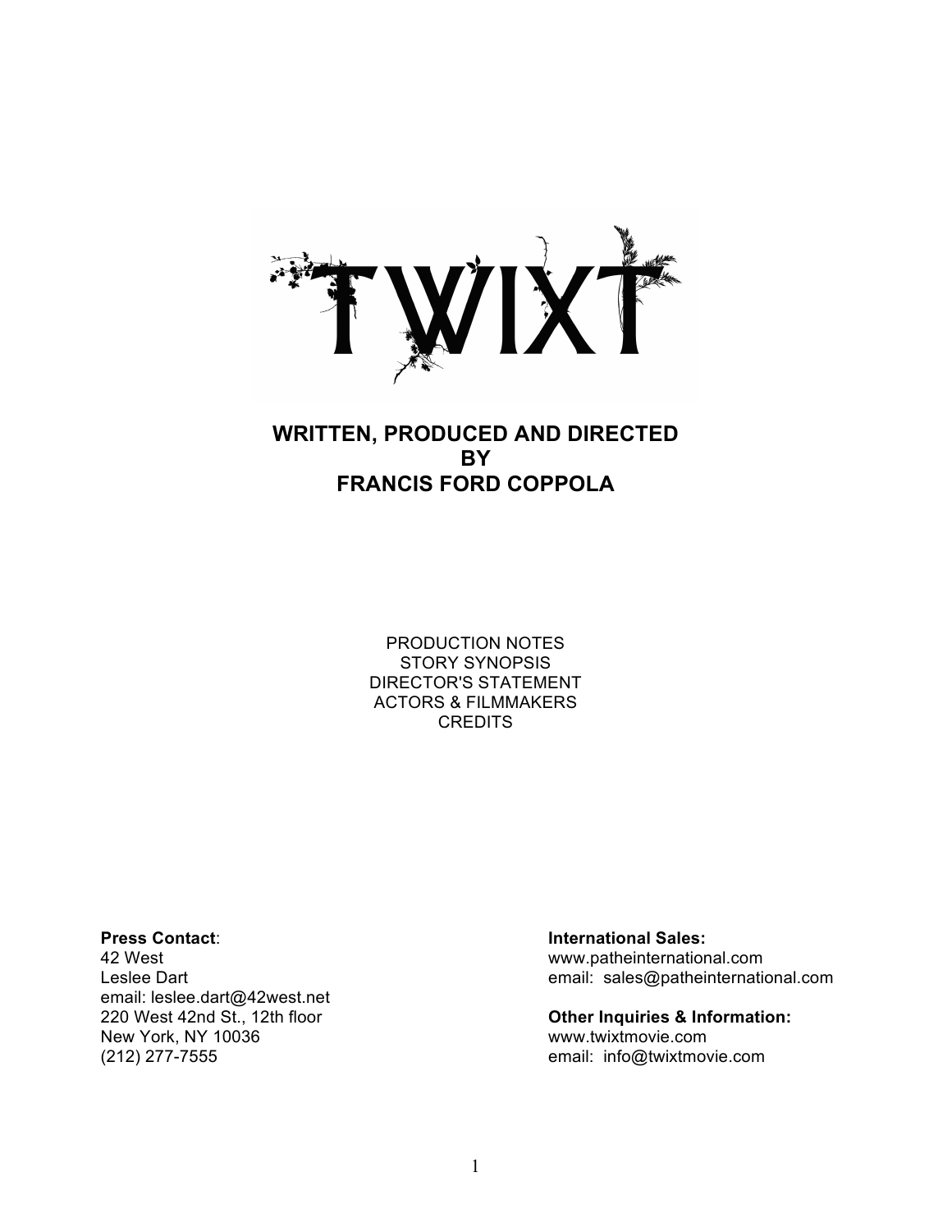# TWIXT

**WRITTEN, PRODUCED AND DIRECTED BY FRANCIS FORD COPPOLA**

PRODUCTION NOTES
STORY SYNOPSIS
DIRECTOR'S STATEMENT
ACTORS & FILMMAKERS
CREDITS

**Press Contact**:
42 West
Leslee Dart
email: leslee.dart@42west.net
220 West 42nd St., 12th floor
New York, NY 10036
(212) 277-7555

**International Sales:**
www.patheinternational.com
email: sales@patheinternational.com

**Other Inquiries & Information:**
www.twixtmovie.com
email: info@twixtmovie.com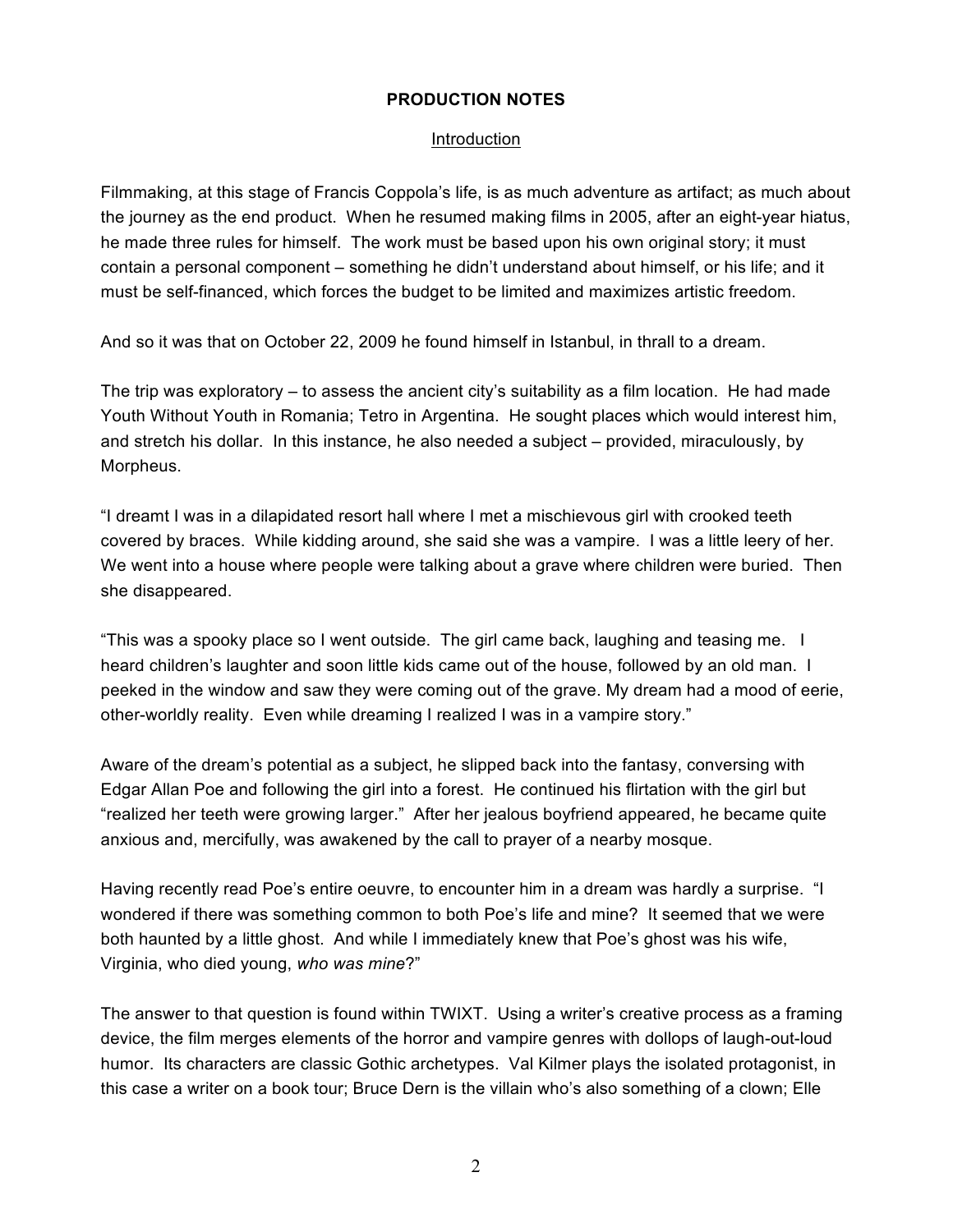## PRODUCTION NOTES

### Introduction

Filmmaking, at this stage of Francis Coppola's life, is as much adventure as artifact; as much about the journey as the end product. When he resumed making films in 2005, after an eight-year hiatus, he made three rules for himself. The work must be based upon his own original story; it must contain a personal component – something he didn't understand about himself, or his life; and it must be self-financed, which forces the budget to be limited and maximizes artistic freedom.

And so it was that on October 22, 2009 he found himself in Istanbul, in thrall to a dream.

The trip was exploratory – to assess the ancient city's suitability as a film location. He had made Youth Without Youth in Romania; Tetro in Argentina. He sought places which would interest him, and stretch his dollar. In this instance, he also needed a subject – provided, miraculously, by Morpheus.

"I dreamt I was in a dilapidated resort hall where I met a mischievous girl with crooked teeth covered by braces. While kidding around, she said she was a vampire. I was a little leery of her. We went into a house where people were talking about a grave where children were buried. Then she disappeared.

"This was a spooky place so I went outside. The girl came back, laughing and teasing me. I heard children's laughter and soon little kids came out of the house, followed by an old man. I peeked in the window and saw they were coming out of the grave. My dream had a mood of eerie, other-worldly reality. Even while dreaming I realized I was in a vampire story."

Aware of the dream's potential as a subject, he slipped back into the fantasy, conversing with Edgar Allan Poe and following the girl into a forest. He continued his flirtation with the girl but "realized her teeth were growing larger." After her jealous boyfriend appeared, he became quite anxious and, mercifully, was awakened by the call to prayer of a nearby mosque.

Having recently read Poe's entire oeuvre, to encounter him in a dream was hardly a surprise. "I wondered if there was something common to both Poe's life and mine? It seemed that we were both haunted by a little ghost. And while I immediately knew that Poe's ghost was his wife, Virginia, who died young, *who was mine*?"

The answer to that question is found within TWIXT. Using a writer's creative process as a framing device, the film merges elements of the horror and vampire genres with dollops of laugh-out-loud humor. Its characters are classic Gothic archetypes. Val Kilmer plays the isolated protagonist, in this case a writer on a book tour; Bruce Dern is the villain who's also something of a clown; Elle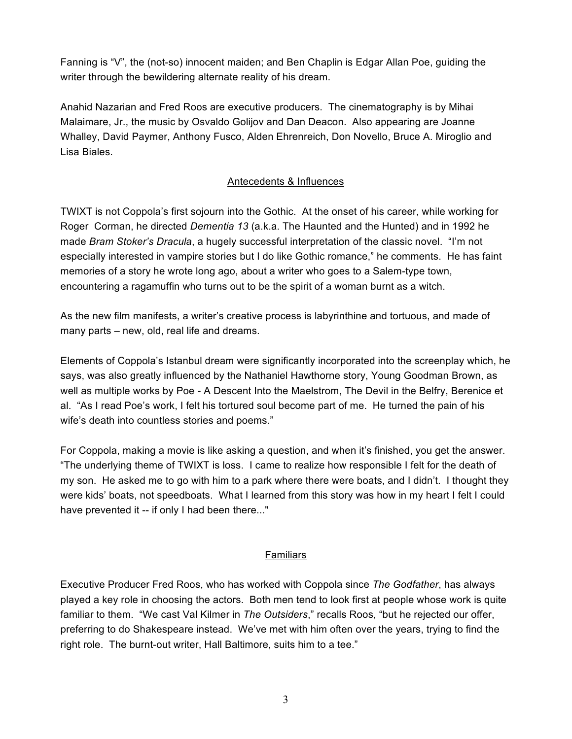Fanning is "V", the (not-so) innocent maiden; and Ben Chaplin is Edgar Allan Poe, guiding the writer through the bewildering alternate reality of his dream.

Anahid Nazarian and Fred Roos are executive producers. The cinematography is by Mihai Malaimare, Jr., the music by Osvaldo Golijov and Dan Deacon. Also appearing are Joanne Whalley, David Paymer, Anthony Fusco, Alden Ehrenreich, Don Novello, Bruce A. Miroglio and Lisa Biales.

## Antecedents & Influences

TWIXT is not Coppola's first sojourn into the Gothic. At the onset of his career, while working for Roger Corman, he directed *Dementia 13* (a.k.a. The Haunted and the Hunted) and in 1992 he made *Bram Stoker's Dracula*, a hugely successful interpretation of the classic novel. "I'm not especially interested in vampire stories but I do like Gothic romance," he comments. He has faint memories of a story he wrote long ago, about a writer who goes to a Salem-type town, encountering a ragamuffin who turns out to be the spirit of a woman burnt as a witch.

As the new film manifests, a writer's creative process is labyrinthine and tortuous, and made of many parts – new, old, real life and dreams.

Elements of Coppola's Istanbul dream were significantly incorporated into the screenplay which, he says, was also greatly influenced by the Nathaniel Hawthorne story, Young Goodman Brown, as well as multiple works by Poe - A Descent Into the Maelstrom, The Devil in the Belfry, Berenice et al. "As I read Poe's work, I felt his tortured soul become part of me. He turned the pain of his wife's death into countless stories and poems."

For Coppola, making a movie is like asking a question, and when it's finished, you get the answer. "The underlying theme of TWIXT is loss. I came to realize how responsible I felt for the death of my son. He asked me to go with him to a park where there were boats, and I didn't. I thought they were kids' boats, not speedboats. What I learned from this story was how in my heart I felt I could have prevented it -- if only I had been there..."

## Familiars

Executive Producer Fred Roos, who has worked with Coppola since *The Godfather*, has always played a key role in choosing the actors. Both men tend to look first at people whose work is quite familiar to them. "We cast Val Kilmer in *The Outsiders*," recalls Roos, "but he rejected our offer, preferring to do Shakespeare instead. We've met with him often over the years, trying to find the right role. The burnt-out writer, Hall Baltimore, suits him to a tee."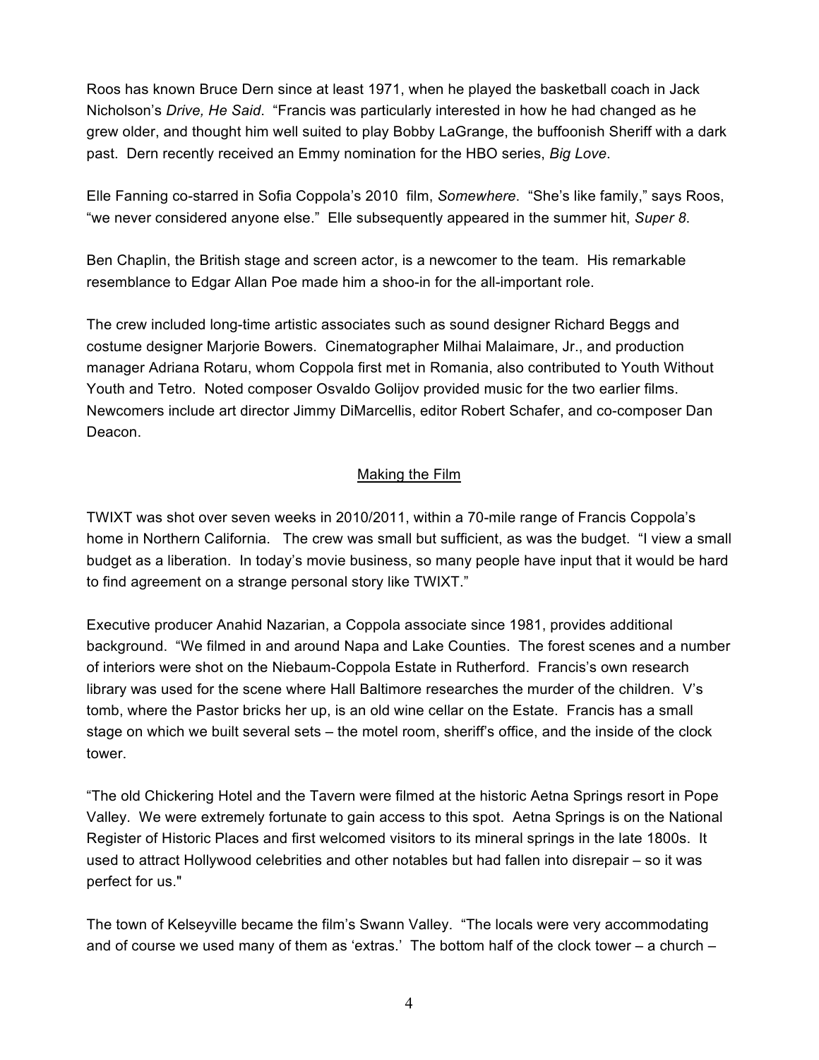Roos has known Bruce Dern since at least 1971, when he played the basketball coach in Jack Nicholson's *Drive, He Said*. "Francis was particularly interested in how he had changed as he grew older, and thought him well suited to play Bobby LaGrange, the buffoonish Sheriff with a dark past. Dern recently received an Emmy nomination for the HBO series, *Big Love*.

Elle Fanning co-starred in Sofia Coppola's 2010 film, *Somewhere*. "She's like family," says Roos, "we never considered anyone else." Elle subsequently appeared in the summer hit, *Super 8*.

Ben Chaplin, the British stage and screen actor, is a newcomer to the team. His remarkable resemblance to Edgar Allan Poe made him a shoo-in for the all-important role.

The crew included long-time artistic associates such as sound designer Richard Beggs and costume designer Marjorie Bowers. Cinematographer Milhai Malaimare, Jr., and production manager Adriana Rotaru, whom Coppola first met in Romania, also contributed to Youth Without Youth and Tetro. Noted composer Osvaldo Golijov provided music for the two earlier films. Newcomers include art director Jimmy DiMarcellis, editor Robert Schafer, and co-composer Dan Deacon.

## Making the Film

TWIXT was shot over seven weeks in 2010/2011, within a 70-mile range of Francis Coppola's home in Northern California. The crew was small but sufficient, as was the budget. "I view a small budget as a liberation. In today's movie business, so many people have input that it would be hard to find agreement on a strange personal story like TWIXT."

Executive producer Anahid Nazarian, a Coppola associate since 1981, provides additional background. "We filmed in and around Napa and Lake Counties. The forest scenes and a number of interiors were shot on the Niebaum-Coppola Estate in Rutherford. Francis's own research library was used for the scene where Hall Baltimore researches the murder of the children. V's tomb, where the Pastor bricks her up, is an old wine cellar on the Estate. Francis has a small stage on which we built several sets – the motel room, sheriff's office, and the inside of the clock tower.

"The old Chickering Hotel and the Tavern were filmed at the historic Aetna Springs resort in Pope Valley. We were extremely fortunate to gain access to this spot. Aetna Springs is on the National Register of Historic Places and first welcomed visitors to its mineral springs in the late 1800s. It used to attract Hollywood celebrities and other notables but had fallen into disrepair – so it was perfect for us."

The town of Kelseyville became the film's Swann Valley. "The locals were very accommodating and of course we used many of them as 'extras.' The bottom half of the clock tower – a church –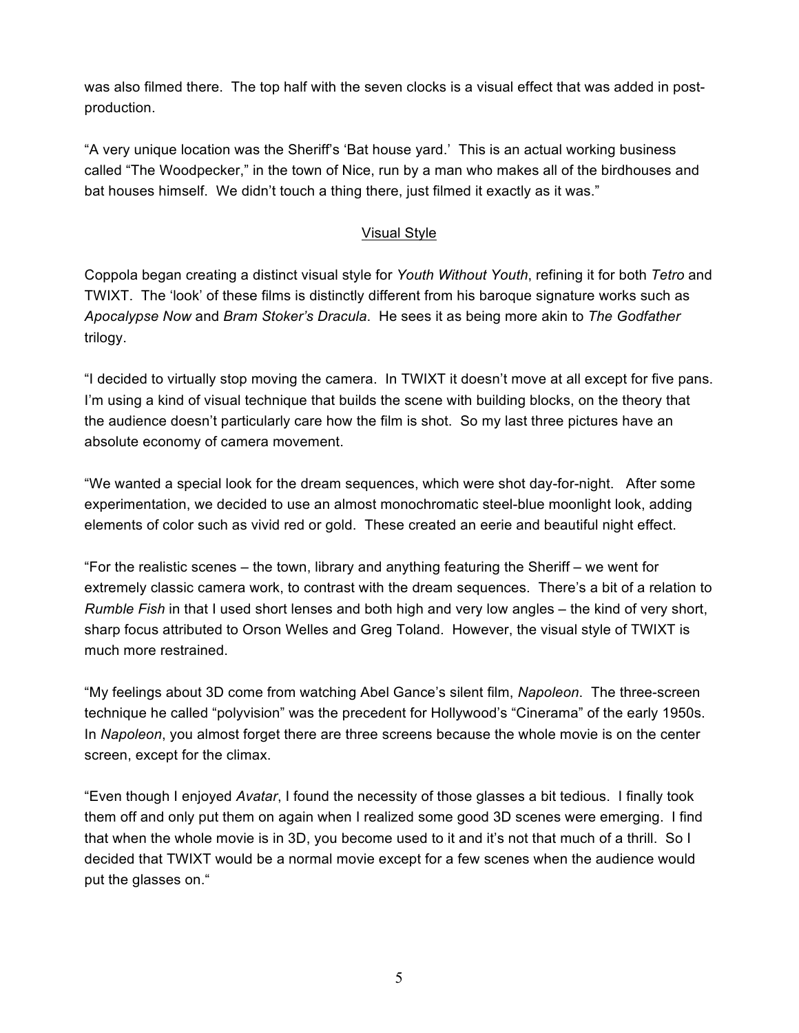was also filmed there. The top half with the seven clocks is a visual effect that was added in post-production.

"A very unique location was the Sheriff's 'Bat house yard.' This is an actual working business called "The Woodpecker," in the town of Nice, run by a man who makes all of the birdhouses and bat houses himself. We didn't touch a thing there, just filmed it exactly as it was."

## Visual Style

Coppola began creating a distinct visual style for *Youth Without Youth*, refining it for both *Tetro* and TWIXT. The 'look' of these films is distinctly different from his baroque signature works such as *Apocalypse Now* and *Bram Stoker's Dracula*. He sees it as being more akin to *The Godfather* trilogy.

"I decided to virtually stop moving the camera. In TWIXT it doesn't move at all except for five pans. I'm using a kind of visual technique that builds the scene with building blocks, on the theory that the audience doesn't particularly care how the film is shot. So my last three pictures have an absolute economy of camera movement.

"We wanted a special look for the dream sequences, which were shot day-for-night. After some experimentation, we decided to use an almost monochromatic steel-blue moonlight look, adding elements of color such as vivid red or gold. These created an eerie and beautiful night effect.

"For the realistic scenes – the town, library and anything featuring the Sheriff – we went for extremely classic camera work, to contrast with the dream sequences. There's a bit of a relation to *Rumble Fish* in that I used short lenses and both high and very low angles – the kind of very short, sharp focus attributed to Orson Welles and Greg Toland. However, the visual style of TWIXT is much more restrained.

"My feelings about 3D come from watching Abel Gance's silent film, *Napoleon*. The three-screen technique he called "polyvision" was the precedent for Hollywood's "Cinerama" of the early 1950s. In *Napoleon*, you almost forget there are three screens because the whole movie is on the center screen, except for the climax.

"Even though I enjoyed *Avatar*, I found the necessity of those glasses a bit tedious. I finally took them off and only put them on again when I realized some good 3D scenes were emerging. I find that when the whole movie is in 3D, you become used to it and it's not that much of a thrill. So I decided that TWIXT would be a normal movie except for a few scenes when the audience would put the glasses on."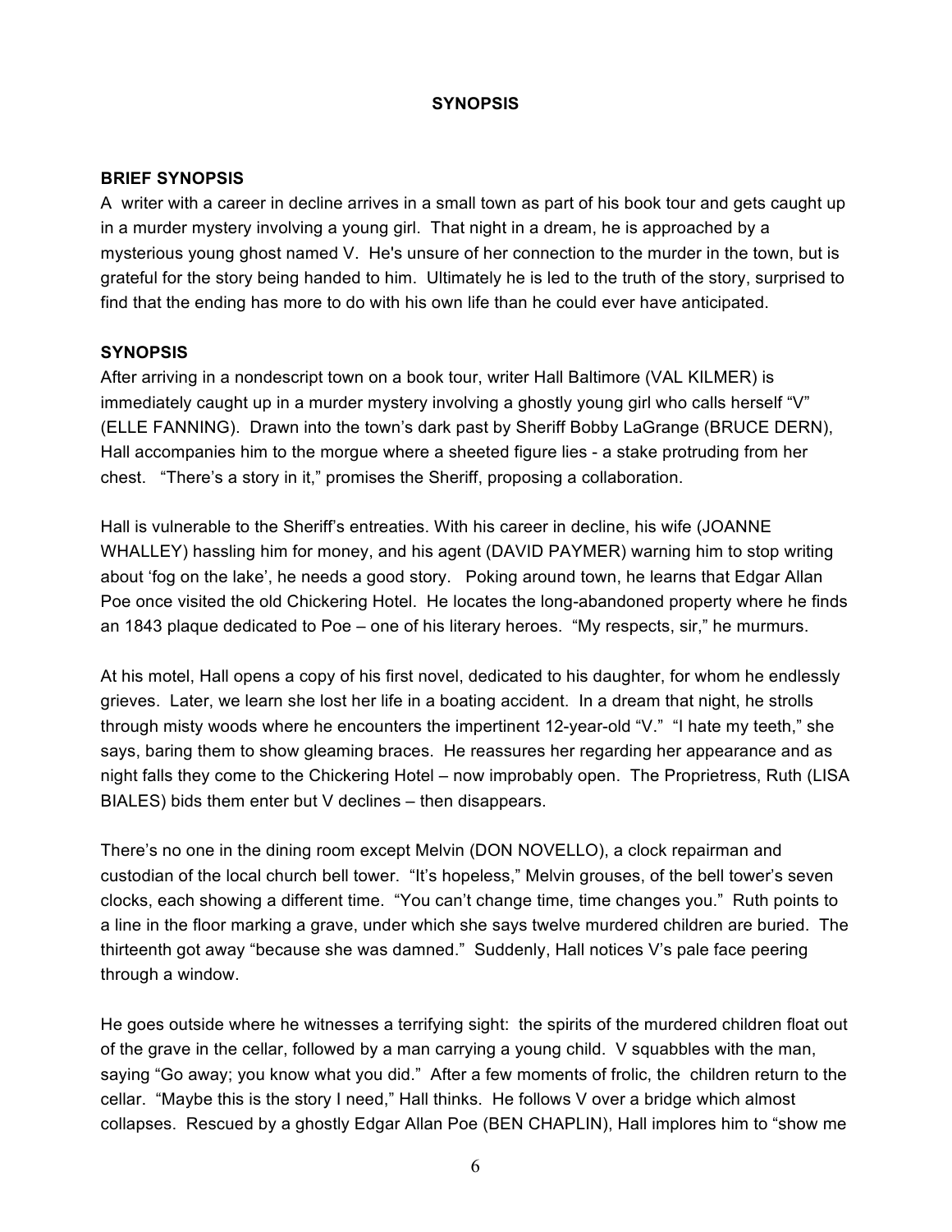## SYNOPSIS

### BRIEF SYNOPSIS

A writer with a career in decline arrives in a small town as part of his book tour and gets caught up in a murder mystery involving a young girl. That night in a dream, he is approached by a mysterious young ghost named V. He's unsure of her connection to the murder in the town, but is grateful for the story being handed to him. Ultimately he is led to the truth of the story, surprised to find that the ending has more to do with his own life than he could ever have anticipated.

### SYNOPSIS

After arriving in a nondescript town on a book tour, writer Hall Baltimore (VAL KILMER) is immediately caught up in a murder mystery involving a ghostly young girl who calls herself "V" (ELLE FANNING). Drawn into the town's dark past by Sheriff Bobby LaGrange (BRUCE DERN), Hall accompanies him to the morgue where a sheeted figure lies - a stake protruding from her chest. "There's a story in it," promises the Sheriff, proposing a collaboration.

Hall is vulnerable to the Sheriff's entreaties. With his career in decline, his wife (JOANNE WHALLEY) hassling him for money, and his agent (DAVID PAYMER) warning him to stop writing about 'fog on the lake', he needs a good story. Poking around town, he learns that Edgar Allan Poe once visited the old Chickering Hotel. He locates the long-abandoned property where he finds an 1843 plaque dedicated to Poe – one of his literary heroes. "My respects, sir," he murmurs.

At his motel, Hall opens a copy of his first novel, dedicated to his daughter, for whom he endlessly grieves. Later, we learn she lost her life in a boating accident. In a dream that night, he strolls through misty woods where he encounters the impertinent 12-year-old "V." "I hate my teeth," she says, baring them to show gleaming braces. He reassures her regarding her appearance and as night falls they come to the Chickering Hotel – now improbably open. The Proprietress, Ruth (LISA BIALES) bids them enter but V declines – then disappears.

There's no one in the dining room except Melvin (DON NOVELLO), a clock repairman and custodian of the local church bell tower. "It's hopeless," Melvin grouses, of the bell tower's seven clocks, each showing a different time. "You can't change time, time changes you." Ruth points to a line in the floor marking a grave, under which she says twelve murdered children are buried. The thirteenth got away "because she was damned." Suddenly, Hall notices V's pale face peering through a window.

He goes outside where he witnesses a terrifying sight: the spirits of the murdered children float out of the grave in the cellar, followed by a man carrying a young child. V squabbles with the man, saying "Go away; you know what you did." After a few moments of frolic, the children return to the cellar. "Maybe this is the story I need," Hall thinks. He follows V over a bridge which almost collapses. Rescued by a ghostly Edgar Allan Poe (BEN CHAPLIN), Hall implores him to "show me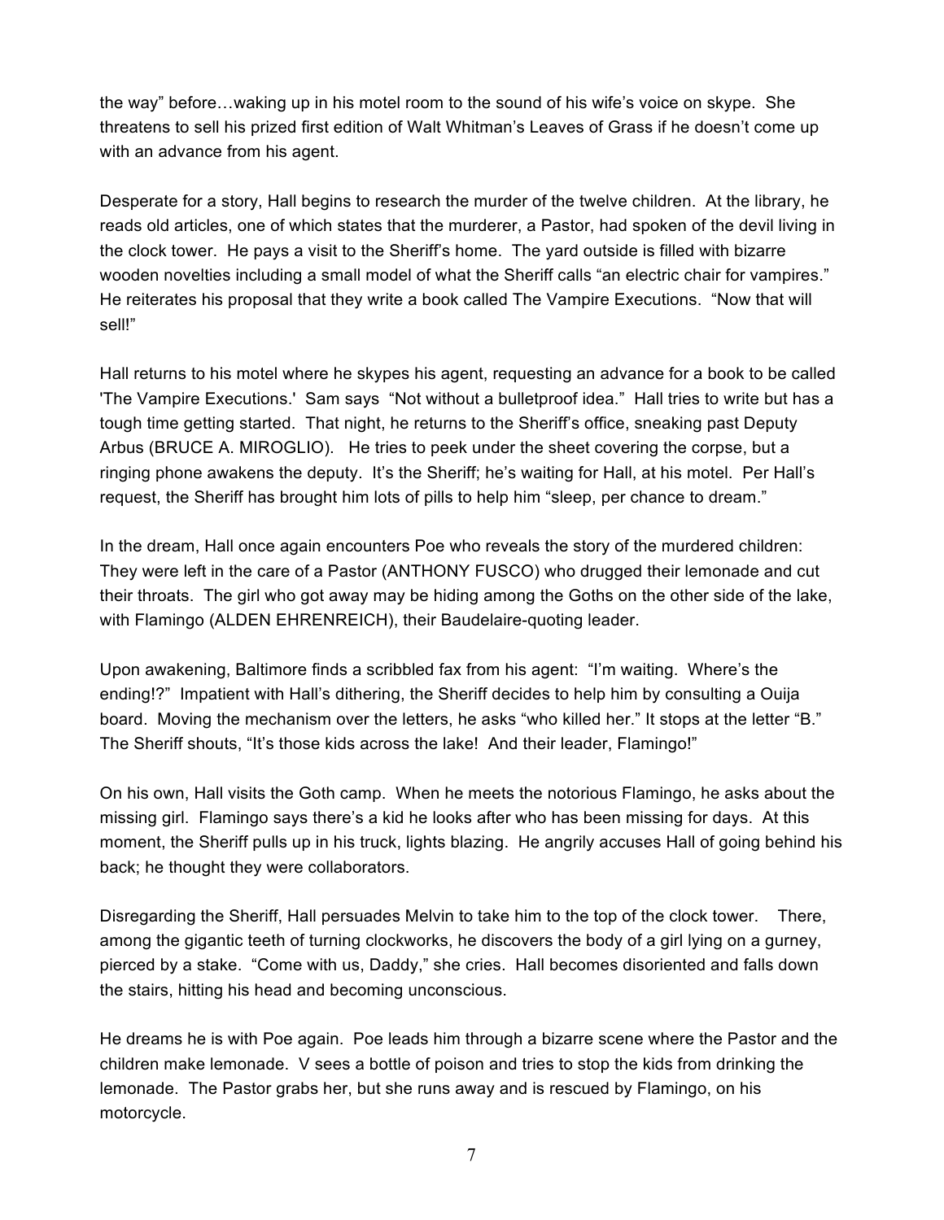the way" before…waking up in his motel room to the sound of his wife's voice on skype. She threatens to sell his prized first edition of Walt Whitman's Leaves of Grass if he doesn't come up with an advance from his agent.

Desperate for a story, Hall begins to research the murder of the twelve children. At the library, he reads old articles, one of which states that the murderer, a Pastor, had spoken of the devil living in the clock tower. He pays a visit to the Sheriff's home. The yard outside is filled with bizarre wooden novelties including a small model of what the Sheriff calls "an electric chair for vampires." He reiterates his proposal that they write a book called The Vampire Executions. "Now that will sell!"

Hall returns to his motel where he skypes his agent, requesting an advance for a book to be called 'The Vampire Executions.' Sam says "Not without a bulletproof idea." Hall tries to write but has a tough time getting started. That night, he returns to the Sheriff's office, sneaking past Deputy Arbus (BRUCE A. MIROGLIO). He tries to peek under the sheet covering the corpse, but a ringing phone awakens the deputy. It's the Sheriff; he's waiting for Hall, at his motel. Per Hall's request, the Sheriff has brought him lots of pills to help him "sleep, per chance to dream."

In the dream, Hall once again encounters Poe who reveals the story of the murdered children: They were left in the care of a Pastor (ANTHONY FUSCO) who drugged their lemonade and cut their throats. The girl who got away may be hiding among the Goths on the other side of the lake, with Flamingo (ALDEN EHRENREICH), their Baudelaire-quoting leader.

Upon awakening, Baltimore finds a scribbled fax from his agent: "I'm waiting. Where's the ending!?" Impatient with Hall's dithering, the Sheriff decides to help him by consulting a Ouija board. Moving the mechanism over the letters, he asks "who killed her." It stops at the letter "B." The Sheriff shouts, "It's those kids across the lake! And their leader, Flamingo!"

On his own, Hall visits the Goth camp. When he meets the notorious Flamingo, he asks about the missing girl. Flamingo says there's a kid he looks after who has been missing for days. At this moment, the Sheriff pulls up in his truck, lights blazing. He angrily accuses Hall of going behind his back; he thought they were collaborators.

Disregarding the Sheriff, Hall persuades Melvin to take him to the top of the clock tower. There, among the gigantic teeth of turning clockworks, he discovers the body of a girl lying on a gurney, pierced by a stake. "Come with us, Daddy," she cries. Hall becomes disoriented and falls down the stairs, hitting his head and becoming unconscious.

He dreams he is with Poe again. Poe leads him through a bizarre scene where the Pastor and the children make lemonade. V sees a bottle of poison and tries to stop the kids from drinking the lemonade. The Pastor grabs her, but she runs away and is rescued by Flamingo, on his motorcycle.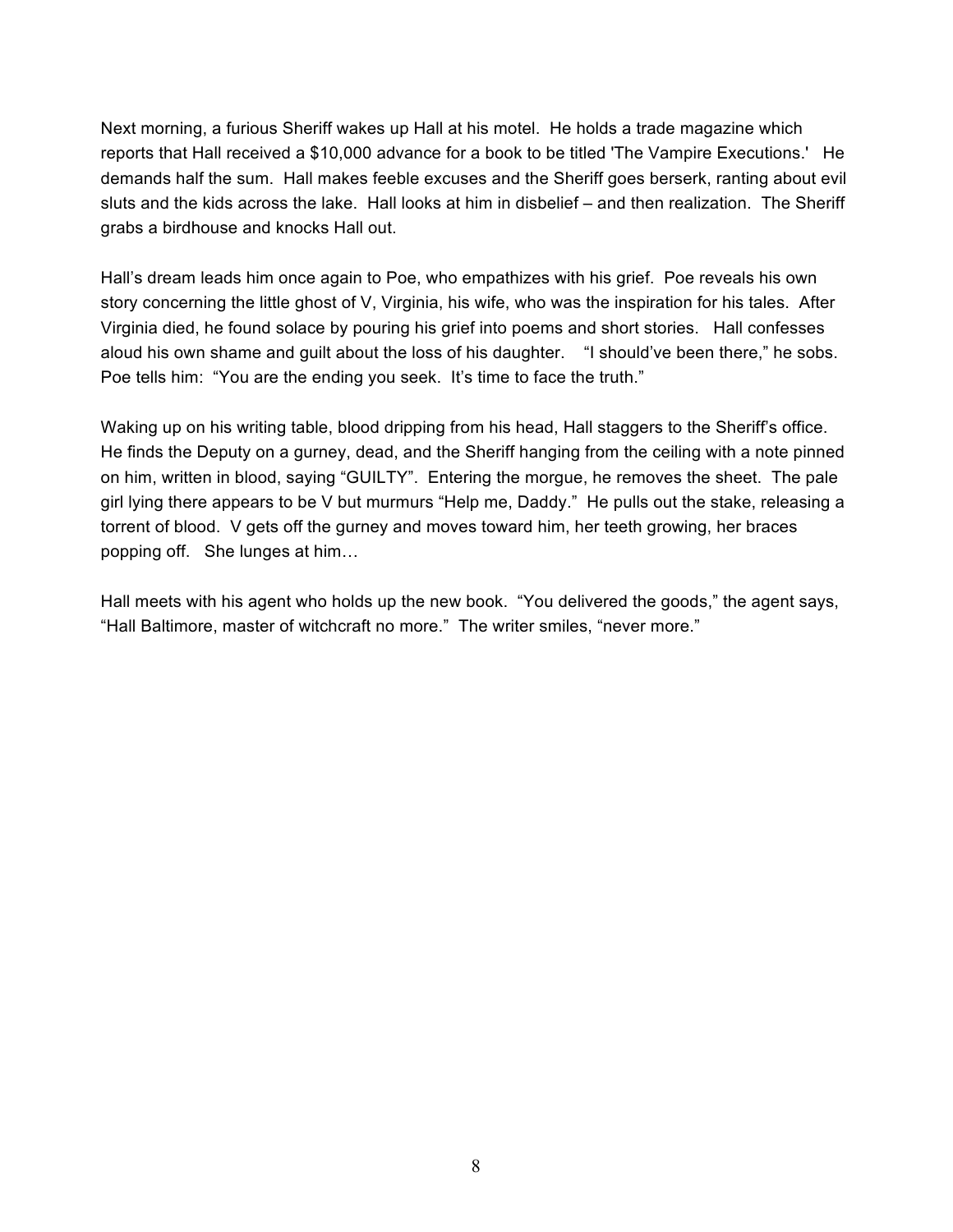Next morning, a furious Sheriff wakes up Hall at his motel. He holds a trade magazine which reports that Hall received a $10,000 advance for a book to be titled 'The Vampire Executions.' He demands half the sum. Hall makes feeble excuses and the Sheriff goes berserk, ranting about evil sluts and the kids across the lake. Hall looks at him in disbelief – and then realization. The Sheriff grabs a birdhouse and knocks Hall out.

Hall's dream leads him once again to Poe, who empathizes with his grief. Poe reveals his own story concerning the little ghost of V, Virginia, his wife, who was the inspiration for his tales. After Virginia died, he found solace by pouring his grief into poems and short stories. Hall confesses aloud his own shame and guilt about the loss of his daughter. "I should've been there," he sobs. Poe tells him: "You are the ending you seek. It's time to face the truth."

Waking up on his writing table, blood dripping from his head, Hall staggers to the Sheriff's office. He finds the Deputy on a gurney, dead, and the Sheriff hanging from the ceiling with a note pinned on him, written in blood, saying "GUILTY". Entering the morgue, he removes the sheet. The pale girl lying there appears to be V but murmurs "Help me, Daddy." He pulls out the stake, releasing a torrent of blood. V gets off the gurney and moves toward him, her teeth growing, her braces popping off. She lunges at him…

Hall meets with his agent who holds up the new book. "You delivered the goods," the agent says, "Hall Baltimore, master of witchcraft no more." The writer smiles, "never more."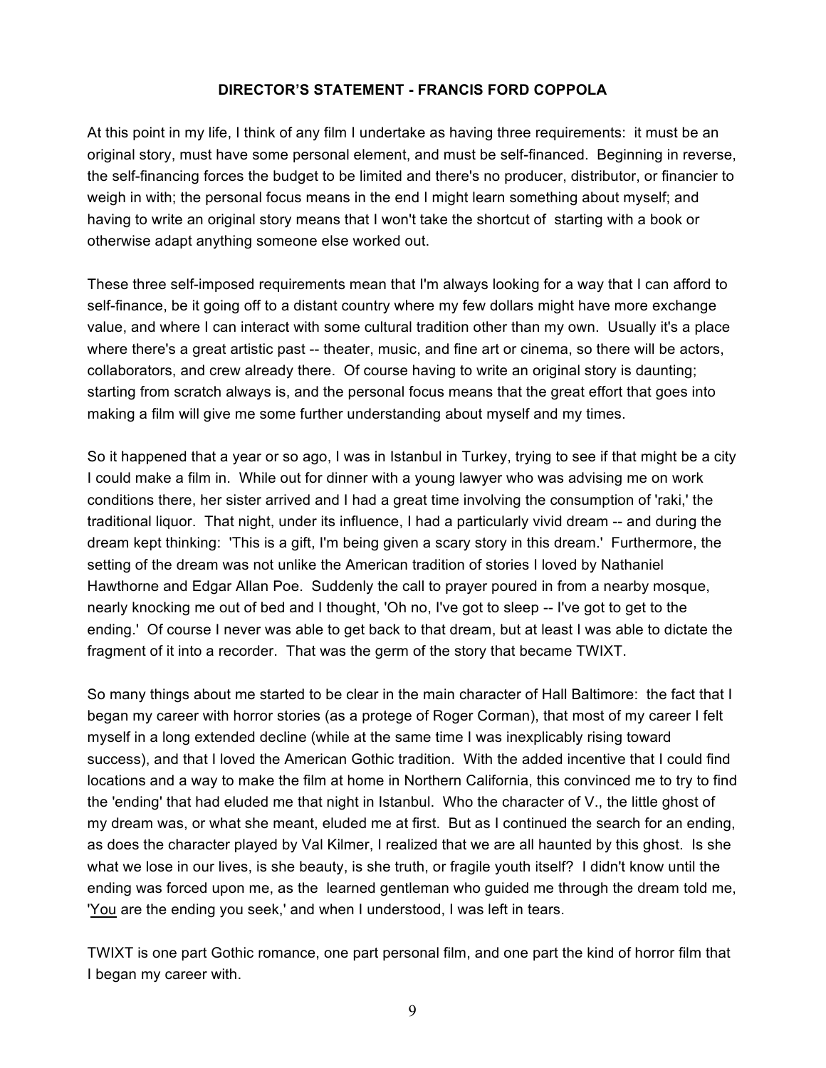**DIRECTOR'S STATEMENT - FRANCIS FORD COPPOLA**

At this point in my life, I think of any film I undertake as having three requirements: it must be an original story, must have some personal element, and must be self-financed. Beginning in reverse, the self-financing forces the budget to be limited and there's no producer, distributor, or financier to weigh in with; the personal focus means in the end I might learn something about myself; and having to write an original story means that I won't take the shortcut of starting with a book or otherwise adapt anything someone else worked out.

These three self-imposed requirements mean that I'm always looking for a way that I can afford to self-finance, be it going off to a distant country where my few dollars might have more exchange value, and where I can interact with some cultural tradition other than my own. Usually it's a place where there's a great artistic past -- theater, music, and fine art or cinema, so there will be actors, collaborators, and crew already there. Of course having to write an original story is daunting; starting from scratch always is, and the personal focus means that the great effort that goes into making a film will give me some further understanding about myself and my times.

So it happened that a year or so ago, I was in Istanbul in Turkey, trying to see if that might be a city I could make a film in. While out for dinner with a young lawyer who was advising me on work conditions there, her sister arrived and I had a great time involving the consumption of 'raki,' the traditional liquor. That night, under its influence, I had a particularly vivid dream -- and during the dream kept thinking: 'This is a gift, I'm being given a scary story in this dream.' Furthermore, the setting of the dream was not unlike the American tradition of stories I loved by Nathaniel Hawthorne and Edgar Allan Poe. Suddenly the call to prayer poured in from a nearby mosque, nearly knocking me out of bed and I thought, 'Oh no, I've got to sleep -- I've got to get to the ending.' Of course I never was able to get back to that dream, but at least I was able to dictate the fragment of it into a recorder. That was the germ of the story that became TWIXT.

So many things about me started to be clear in the main character of Hall Baltimore: the fact that I began my career with horror stories (as a protege of Roger Corman), that most of my career I felt myself in a long extended decline (while at the same time I was inexplicably rising toward success), and that I loved the American Gothic tradition. With the added incentive that I could find locations and a way to make the film at home in Northern California, this convinced me to try to find the 'ending' that had eluded me that night in Istanbul. Who the character of V., the little ghost of my dream was, or what she meant, eluded me at first. But as I continued the search for an ending, as does the character played by Val Kilmer, I realized that we are all haunted by this ghost. Is she what we lose in our lives, is she beauty, is she truth, or fragile youth itself? I didn't know until the ending was forced upon me, as the learned gentleman who guided me through the dream told me, '<u>You</u> are the ending you seek,' and when I understood, I was left in tears.

TWIXT is one part Gothic romance, one part personal film, and one part the kind of horror film that I began my career with.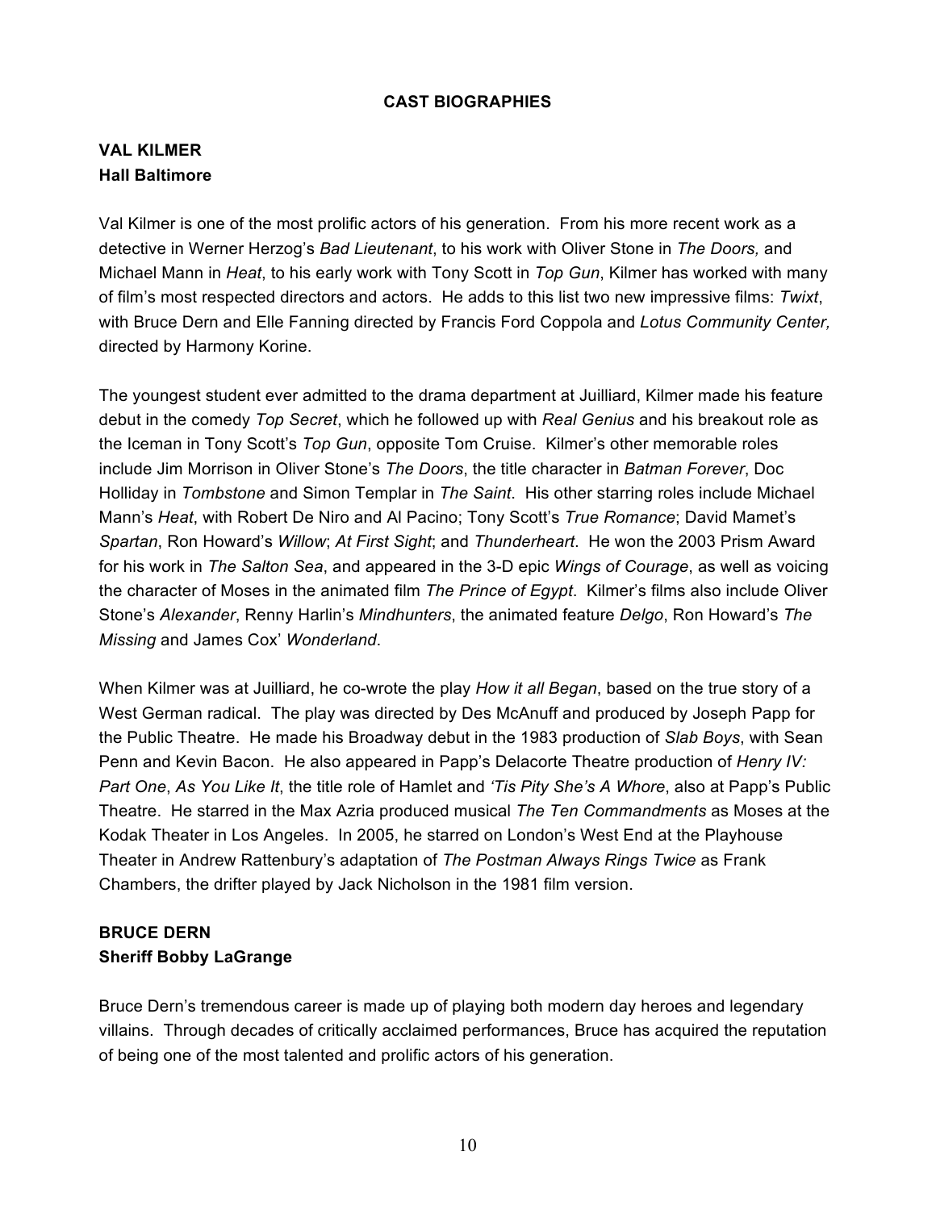## CAST BIOGRAPHIES

### VAL KILMER
**Hall Baltimore**

Val Kilmer is one of the most prolific actors of his generation. From his more recent work as a detective in Werner Herzog's *Bad Lieutenant*, to his work with Oliver Stone in *The Doors,* and Michael Mann in *Heat*, to his early work with Tony Scott in *Top Gun*, Kilmer has worked with many of film's most respected directors and actors. He adds to this list two new impressive films: *Twixt*, with Bruce Dern and Elle Fanning directed by Francis Ford Coppola and *Lotus Community Center,* directed by Harmony Korine.

The youngest student ever admitted to the drama department at Juilliard, Kilmer made his feature debut in the comedy *Top Secret*, which he followed up with *Real Genius* and his breakout role as the Iceman in Tony Scott's *Top Gun*, opposite Tom Cruise. Kilmer's other memorable roles include Jim Morrison in Oliver Stone's *The Doors*, the title character in *Batman Forever*, Doc Holliday in *Tombstone* and Simon Templar in *The Saint*. His other starring roles include Michael Mann's *Heat*, with Robert De Niro and Al Pacino; Tony Scott's *True Romance*; David Mamet's *Spartan*, Ron Howard's *Willow*; *At First Sight*; and *Thunderheart*. He won the 2003 Prism Award for his work in *The Salton Sea*, and appeared in the 3-D epic *Wings of Courage*, as well as voicing the character of Moses in the animated film *The Prince of Egypt*. Kilmer's films also include Oliver Stone's *Alexander*, Renny Harlin's *Mindhunters*, the animated feature *Delgo*, Ron Howard's *The Missing* and James Cox' *Wonderland*.

When Kilmer was at Juilliard, he co-wrote the play *How it all Began*, based on the true story of a West German radical. The play was directed by Des McAnuff and produced by Joseph Papp for the Public Theatre. He made his Broadway debut in the 1983 production of *Slab Boys*, with Sean Penn and Kevin Bacon. He also appeared in Papp's Delacorte Theatre production of *Henry IV: Part One*, *As You Like It*, the title role of Hamlet and *'Tis Pity She's A Whore*, also at Papp's Public Theatre. He starred in the Max Azria produced musical *The Ten Commandments* as Moses at the Kodak Theater in Los Angeles. In 2005, he starred on London's West End at the Playhouse Theater in Andrew Rattenbury's adaptation of *The Postman Always Rings Twice* as Frank Chambers, the drifter played by Jack Nicholson in the 1981 film version.

### BRUCE DERN
**Sheriff Bobby LaGrange**

Bruce Dern's tremendous career is made up of playing both modern day heroes and legendary villains. Through decades of critically acclaimed performances, Bruce has acquired the reputation of being one of the most talented and prolific actors of his generation.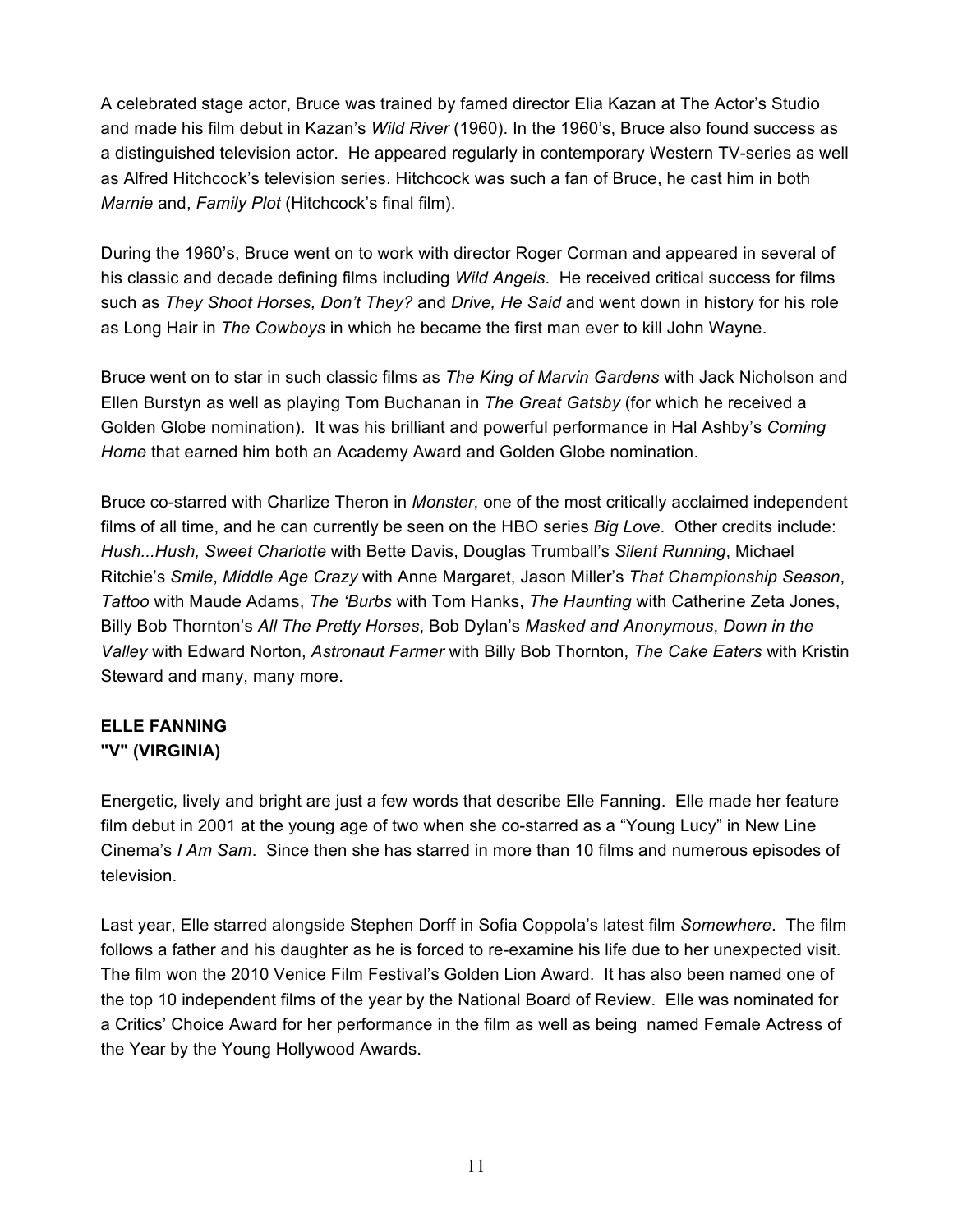A celebrated stage actor, Bruce was trained by famed director Elia Kazan at The Actor's Studio and made his film debut in Kazan's *Wild River* (1960). In the 1960's, Bruce also found success as a distinguished television actor. He appeared regularly in contemporary Western TV-series as well as Alfred Hitchcock's television series. Hitchcock was such a fan of Bruce, he cast him in both *Marnie* and, *Family Plot* (Hitchcock's final film).

During the 1960's, Bruce went on to work with director Roger Corman and appeared in several of his classic and decade defining films including *Wild Angels*. He received critical success for films such as *They Shoot Horses, Don't They?* and *Drive, He Said* and went down in history for his role as Long Hair in *The Cowboys* in which he became the first man ever to kill John Wayne.

Bruce went on to star in such classic films as *The King of Marvin Gardens* with Jack Nicholson and Ellen Burstyn as well as playing Tom Buchanan in *The Great Gatsby* (for which he received a Golden Globe nomination). It was his brilliant and powerful performance in Hal Ashby's *Coming Home* that earned him both an Academy Award and Golden Globe nomination.

Bruce co-starred with Charlize Theron in *Monster*, one of the most critically acclaimed independent films of all time, and he can currently be seen on the HBO series *Big Love*. Other credits include: *Hush...Hush, Sweet Charlotte* with Bette Davis, Douglas Trumball's *Silent Running*, Michael Ritchie's *Smile*, *Middle Age Crazy* with Anne Margaret, Jason Miller's *That Championship Season*, *Tattoo* with Maude Adams, *The 'Burbs* with Tom Hanks, *The Haunting* with Catherine Zeta Jones, Billy Bob Thornton's *All The Pretty Horses*, Bob Dylan's *Masked and Anonymous*, *Down in the Valley* with Edward Norton, *Astronaut Farmer* with Billy Bob Thornton, *The Cake Eaters* with Kristin Steward and many, many more.

**ELLE FANNING**
**"V" (VIRGINIA)**

Energetic, lively and bright are just a few words that describe Elle Fanning. Elle made her feature film debut in 2001 at the young age of two when she co-starred as a "Young Lucy" in New Line Cinema's *I Am Sam*. Since then she has starred in more than 10 films and numerous episodes of television.

Last year, Elle starred alongside Stephen Dorff in Sofia Coppola's latest film *Somewhere*. The film follows a father and his daughter as he is forced to re-examine his life due to her unexpected visit. The film won the 2010 Venice Film Festival's Golden Lion Award. It has also been named one of the top 10 independent films of the year by the National Board of Review. Elle was nominated for a Critics' Choice Award for her performance in the film as well as being named Female Actress of the Year by the Young Hollywood Awards.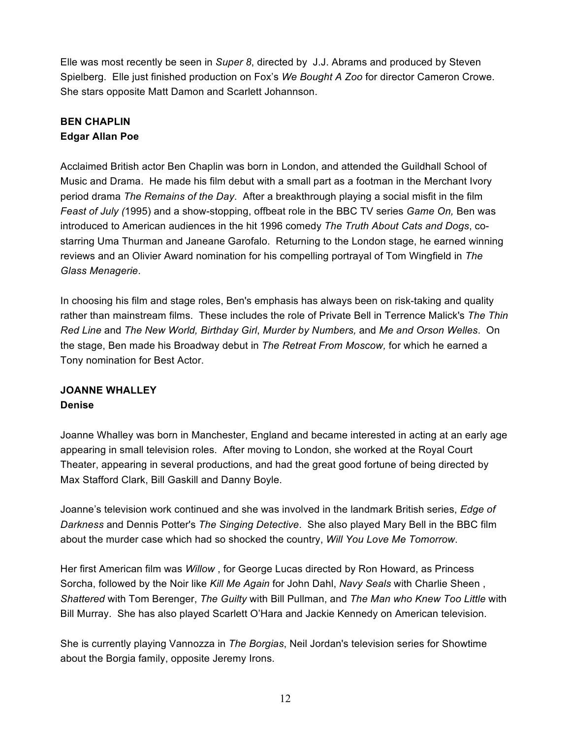Elle was most recently be seen in *Super 8*, directed by J.J. Abrams and produced by Steven Spielberg. Elle just finished production on Fox's *We Bought A Zoo* for director Cameron Crowe. She stars opposite Matt Damon and Scarlett Johannson.

**BEN CHAPLIN**
**Edgar Allan Poe**

Acclaimed British actor Ben Chaplin was born in London, and attended the Guildhall School of Music and Drama. He made his film debut with a small part as a footman in the Merchant Ivory period drama *The Remains of the Day*. After a breakthrough playing a social misfit in the film *Feast of July (*1995) and a show-stopping, offbeat role in the BBC TV series *Game On,* Ben was introduced to American audiences in the hit 1996 comedy *The Truth About Cats and Dogs*, co-starring Uma Thurman and Janeane Garofalo. Returning to the London stage, he earned winning reviews and an Olivier Award nomination for his compelling portrayal of Tom Wingfield in *The Glass Menagerie*.

In choosing his film and stage roles, Ben's emphasis has always been on risk-taking and quality rather than mainstream films. These includes the role of Private Bell in Terrence Malick's *The Thin Red Line* and *The New World, Birthday Girl*, *Murder by Numbers,* and *Me and Orson Welles*. On the stage, Ben made his Broadway debut in *The Retreat From Moscow,* for which he earned a Tony nomination for Best Actor.

**JOANNE WHALLEY**
**Denise**

Joanne Whalley was born in Manchester, England and became interested in acting at an early age appearing in small television roles. After moving to London, she worked at the Royal Court Theater, appearing in several productions, and had the great good fortune of being directed by Max Stafford Clark, Bill Gaskill and Danny Boyle.

Joanne's television work continued and she was involved in the landmark British series, *Edge of Darkness* and Dennis Potter's *The Singing Detective*. She also played Mary Bell in the BBC film about the murder case which had so shocked the country, *Will You Love Me Tomorrow*.

Her first American film was *Willow* , for George Lucas directed by Ron Howard, as Princess Sorcha, followed by the Noir like *Kill Me Again* for John Dahl, *Navy Seals* with Charlie Sheen , *Shattered* with Tom Berenger, *The Guilty* with Bill Pullman, and *The Man who Knew Too Little* with Bill Murray. She has also played Scarlett O'Hara and Jackie Kennedy on American television.

She is currently playing Vannozza in *The Borgias*, Neil Jordan's television series for Showtime about the Borgia family, opposite Jeremy Irons.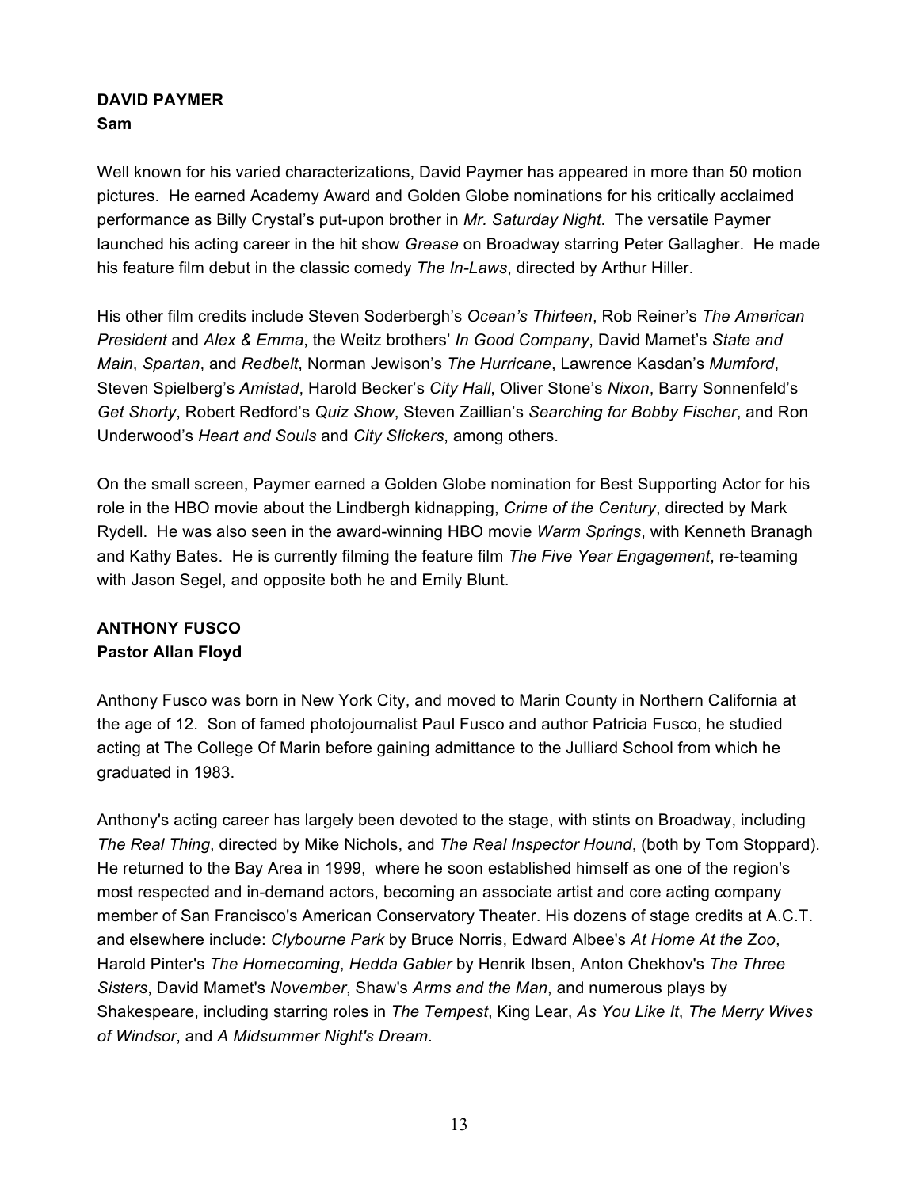**DAVID PAYMER**
**Sam**

Well known for his varied characterizations, David Paymer has appeared in more than 50 motion pictures. He earned Academy Award and Golden Globe nominations for his critically acclaimed performance as Billy Crystal's put-upon brother in *Mr. Saturday Night*. The versatile Paymer launched his acting career in the hit show *Grease* on Broadway starring Peter Gallagher. He made his feature film debut in the classic comedy *The In-Laws*, directed by Arthur Hiller.

His other film credits include Steven Soderbergh's *Ocean's Thirteen*, Rob Reiner's *The American President* and *Alex & Emma*, the Weitz brothers' *In Good Company*, David Mamet's *State and Main*, *Spartan*, and *Redbelt*, Norman Jewison's *The Hurricane*, Lawrence Kasdan's *Mumford*, Steven Spielberg's *Amistad*, Harold Becker's *City Hall*, Oliver Stone's *Nixon*, Barry Sonnenfeld's *Get Shorty*, Robert Redford's *Quiz Show*, Steven Zaillian's *Searching for Bobby Fischer*, and Ron Underwood's *Heart and Souls* and *City Slickers*, among others.

On the small screen, Paymer earned a Golden Globe nomination for Best Supporting Actor for his role in the HBO movie about the Lindbergh kidnapping, *Crime of the Century*, directed by Mark Rydell. He was also seen in the award-winning HBO movie *Warm Springs*, with Kenneth Branagh and Kathy Bates. He is currently filming the feature film *The Five Year Engagement*, re-teaming with Jason Segel, and opposite both he and Emily Blunt.

**ANTHONY FUSCO**
**Pastor Allan Floyd**

Anthony Fusco was born in New York City, and moved to Marin County in Northern California at the age of 12. Son of famed photojournalist Paul Fusco and author Patricia Fusco, he studied acting at The College Of Marin before gaining admittance to the Julliard School from which he graduated in 1983.

Anthony's acting career has largely been devoted to the stage, with stints on Broadway, including *The Real Thing*, directed by Mike Nichols, and *The Real Inspector Hound*, (both by Tom Stoppard). He returned to the Bay Area in 1999, where he soon established himself as one of the region's most respected and in-demand actors, becoming an associate artist and core acting company member of San Francisco's American Conservatory Theater. His dozens of stage credits at A.C.T. and elsewhere include: *Clybourne Park* by Bruce Norris, Edward Albee's *At Home At the Zoo*, Harold Pinter's *The Homecoming*, *Hedda Gabler* by Henrik Ibsen, Anton Chekhov's *The Three Sisters*, David Mamet's *November*, Shaw's *Arms and the Man*, and numerous plays by Shakespeare, including starring roles in *The Tempest*, King Lear, *As You Like It*, *The Merry Wives of Windsor*, and *A Midsummer Night's Dream*.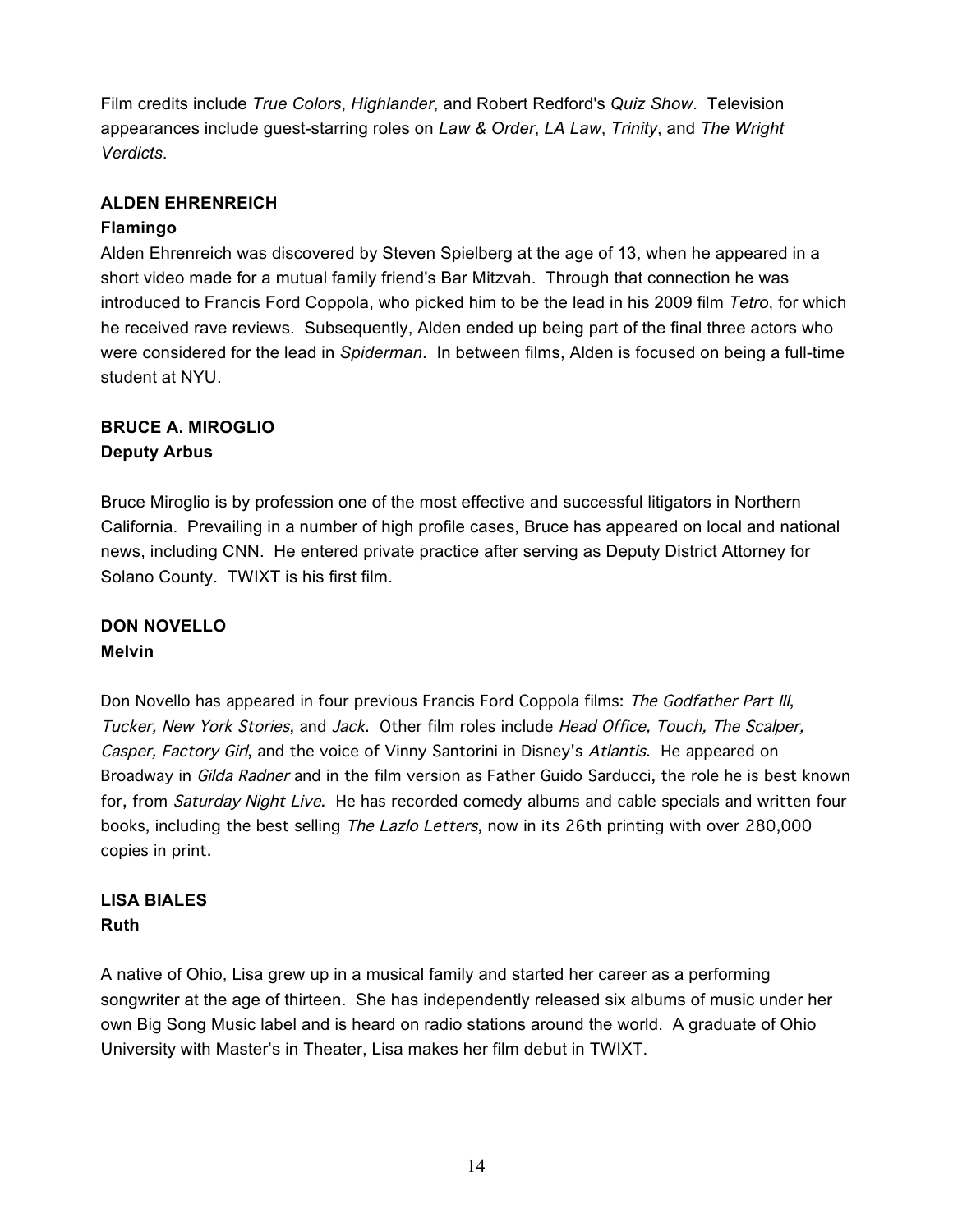Film credits include *True Colors*, *Highlander*, and Robert Redford's *Quiz Show*. Television appearances include guest-starring roles on *Law & Order*, *LA Law*, *Trinity*, and *The Wright Verdicts*.

**ALDEN EHRENREICH**
**Flamingo**

Alden Ehrenreich was discovered by Steven Spielberg at the age of 13, when he appeared in a short video made for a mutual family friend's Bar Mitzvah. Through that connection he was introduced to Francis Ford Coppola, who picked him to be the lead in his 2009 film *Tetro*, for which he received rave reviews. Subsequently, Alden ended up being part of the final three actors who were considered for the lead in *Spiderman*. In between films, Alden is focused on being a full-time student at NYU.

**BRUCE A. MIROGLIO**
**Deputy Arbus**

Bruce Miroglio is by profession one of the most effective and successful litigators in Northern California. Prevailing in a number of high profile cases, Bruce has appeared on local and national news, including CNN. He entered private practice after serving as Deputy District Attorney for Solano County. TWIXT is his first film.

**DON NOVELLO**
**Melvin**

Don Novello has appeared in four previous Francis Ford Coppola films: *The Godfather Part III*, *Tucker, New York Stories*, and *Jack*. Other film roles include *Head Office, Touch, The Scalper, Casper, Factory Girl*, and the voice of Vinny Santorini in Disney's *Atlantis*. He appeared on Broadway in *Gilda Radner* and in the film version as Father Guido Sarducci, the role he is best known for, from *Saturday Night Live*. He has recorded comedy albums and cable specials and written four books, including the best selling *The Lazlo Letters*, now in its 26th printing with over 280,000 copies in print.

**LISA BIALES**
**Ruth**

A native of Ohio, Lisa grew up in a musical family and started her career as a performing songwriter at the age of thirteen. She has independently released six albums of music under her own Big Song Music label and is heard on radio stations around the world. A graduate of Ohio University with Master's in Theater, Lisa makes her film debut in TWIXT.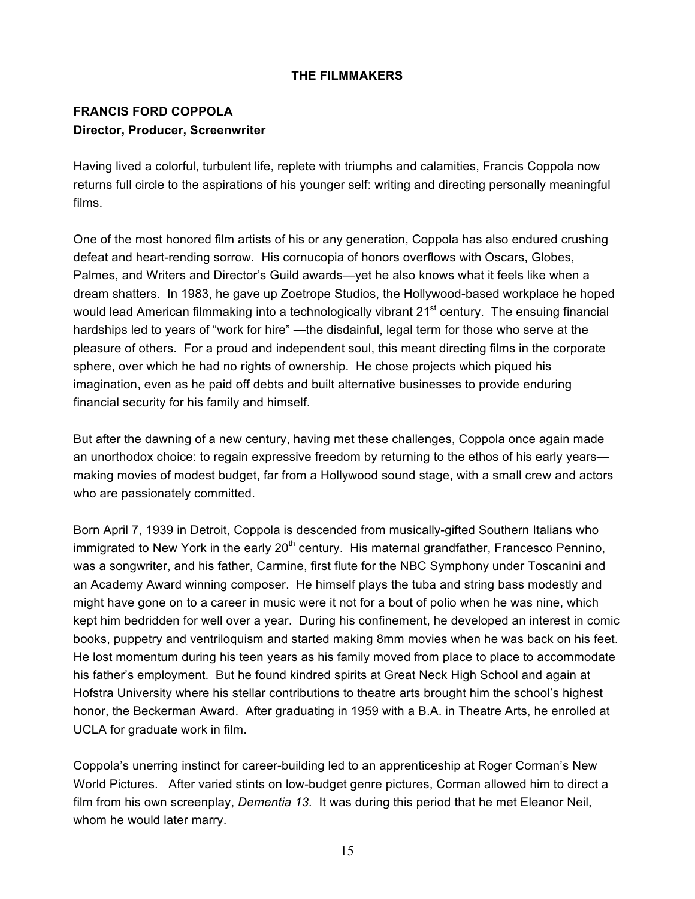## THE FILMMAKERS

### FRANCIS FORD COPPOLA
**Director, Producer, Screenwriter**

Having lived a colorful, turbulent life, replete with triumphs and calamities, Francis Coppola now returns full circle to the aspirations of his younger self: writing and directing personally meaningful films.

One of the most honored film artists of his or any generation, Coppola has also endured crushing defeat and heart-rending sorrow. His cornucopia of honors overflows with Oscars, Globes, Palmes, and Writers and Director's Guild awards—yet he also knows what it feels like when a dream shatters. In 1983, he gave up Zoetrope Studios, the Hollywood-based workplace he hoped would lead American filmmaking into a technologically vibrant 21st century. The ensuing financial hardships led to years of "work for hire" —the disdainful, legal term for those who serve at the pleasure of others. For a proud and independent soul, this meant directing films in the corporate sphere, over which he had no rights of ownership. He chose projects which piqued his imagination, even as he paid off debts and built alternative businesses to provide enduring financial security for his family and himself.

But after the dawning of a new century, having met these challenges, Coppola once again made an unorthodox choice: to regain expressive freedom by returning to the ethos of his early years—making movies of modest budget, far from a Hollywood sound stage, with a small crew and actors who are passionately committed.

Born April 7, 1939 in Detroit, Coppola is descended from musically-gifted Southern Italians who immigrated to New York in the early 20th century. His maternal grandfather, Francesco Pennino, was a songwriter, and his father, Carmine, first flute for the NBC Symphony under Toscanini and an Academy Award winning composer. He himself plays the tuba and string bass modestly and might have gone on to a career in music were it not for a bout of polio when he was nine, which kept him bedridden for well over a year. During his confinement, he developed an interest in comic books, puppetry and ventriloquism and started making 8mm movies when he was back on his feet. He lost momentum during his teen years as his family moved from place to place to accommodate his father's employment. But he found kindred spirits at Great Neck High School and again at Hofstra University where his stellar contributions to theatre arts brought him the school's highest honor, the Beckerman Award. After graduating in 1959 with a B.A. in Theatre Arts, he enrolled at UCLA for graduate work in film.

Coppola's unerring instinct for career-building led to an apprenticeship at Roger Corman's New World Pictures. After varied stints on low-budget genre pictures, Corman allowed him to direct a film from his own screenplay, *Dementia 13.* It was during this period that he met Eleanor Neil, whom he would later marry.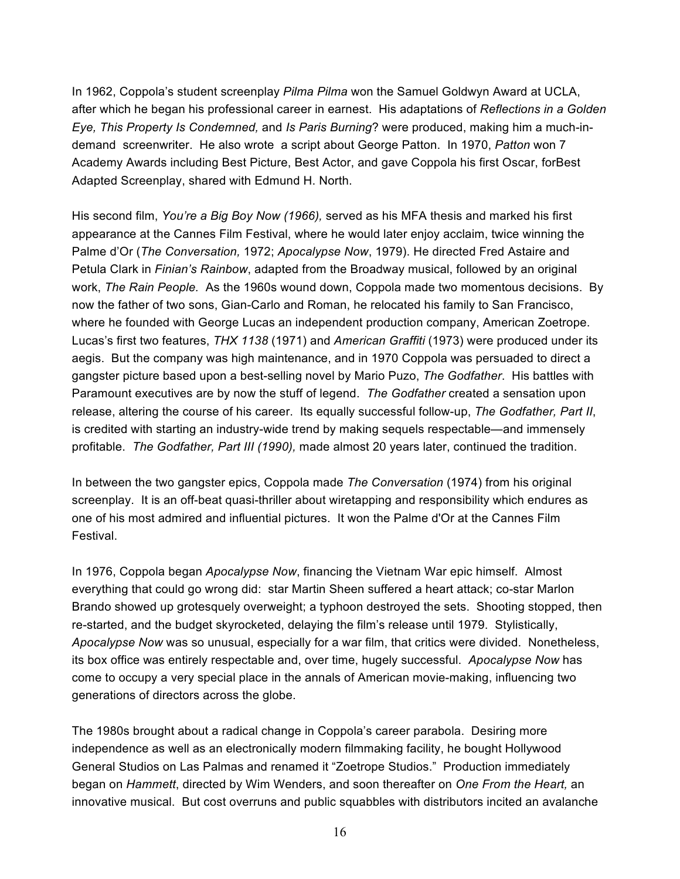In 1962, Coppola's student screenplay *Pilma Pilma* won the Samuel Goldwyn Award at UCLA, after which he began his professional career in earnest. His adaptations of *Reflections in a Golden Eye, This Property Is Condemned,* and *Is Paris Burning*? were produced, making him a much-in-demand screenwriter. He also wrote a script about George Patton. In 1970, *Patton* won 7 Academy Awards including Best Picture, Best Actor, and gave Coppola his first Oscar, forBest Adapted Screenplay, shared with Edmund H. North.

His second film, *You're a Big Boy Now (1966),* served as his MFA thesis and marked his first appearance at the Cannes Film Festival, where he would later enjoy acclaim, twice winning the Palme d'Or (*The Conversation,* 1972; *Apocalypse Now*, 1979). He directed Fred Astaire and Petula Clark in *Finian's Rainbow*, adapted from the Broadway musical, followed by an original work, *The Rain People.* As the 1960s wound down, Coppola made two momentous decisions. By now the father of two sons, Gian-Carlo and Roman, he relocated his family to San Francisco, where he founded with George Lucas an independent production company, American Zoetrope. Lucas's first two features, *THX 1138* (1971) and *American Graffiti* (1973) were produced under its aegis. But the company was high maintenance, and in 1970 Coppola was persuaded to direct a gangster picture based upon a best-selling novel by Mario Puzo, *The Godfather*. His battles with Paramount executives are by now the stuff of legend. *The Godfather* created a sensation upon release, altering the course of his career. Its equally successful follow-up, *The Godfather, Part II*, is credited with starting an industry-wide trend by making sequels respectable—and immensely profitable. *The Godfather, Part III (1990),* made almost 20 years later, continued the tradition.

In between the two gangster epics, Coppola made *The Conversation* (1974) from his original screenplay. It is an off-beat quasi-thriller about wiretapping and responsibility which endures as one of his most admired and influential pictures. It won the Palme d'Or at the Cannes Film Festival.

In 1976, Coppola began *Apocalypse Now*, financing the Vietnam War epic himself. Almost everything that could go wrong did: star Martin Sheen suffered a heart attack; co-star Marlon Brando showed up grotesquely overweight; a typhoon destroyed the sets. Shooting stopped, then re-started, and the budget skyrocketed, delaying the film's release until 1979. Stylistically, *Apocalypse Now* was so unusual, especially for a war film, that critics were divided. Nonetheless, its box office was entirely respectable and, over time, hugely successful. *Apocalypse Now* has come to occupy a very special place in the annals of American movie-making, influencing two generations of directors across the globe.

The 1980s brought about a radical change in Coppola's career parabola. Desiring more independence as well as an electronically modern filmmaking facility, he bought Hollywood General Studios on Las Palmas and renamed it "Zoetrope Studios." Production immediately began on *Hammett*, directed by Wim Wenders, and soon thereafter on *One From the Heart,* an innovative musical. But cost overruns and public squabbles with distributors incited an avalanche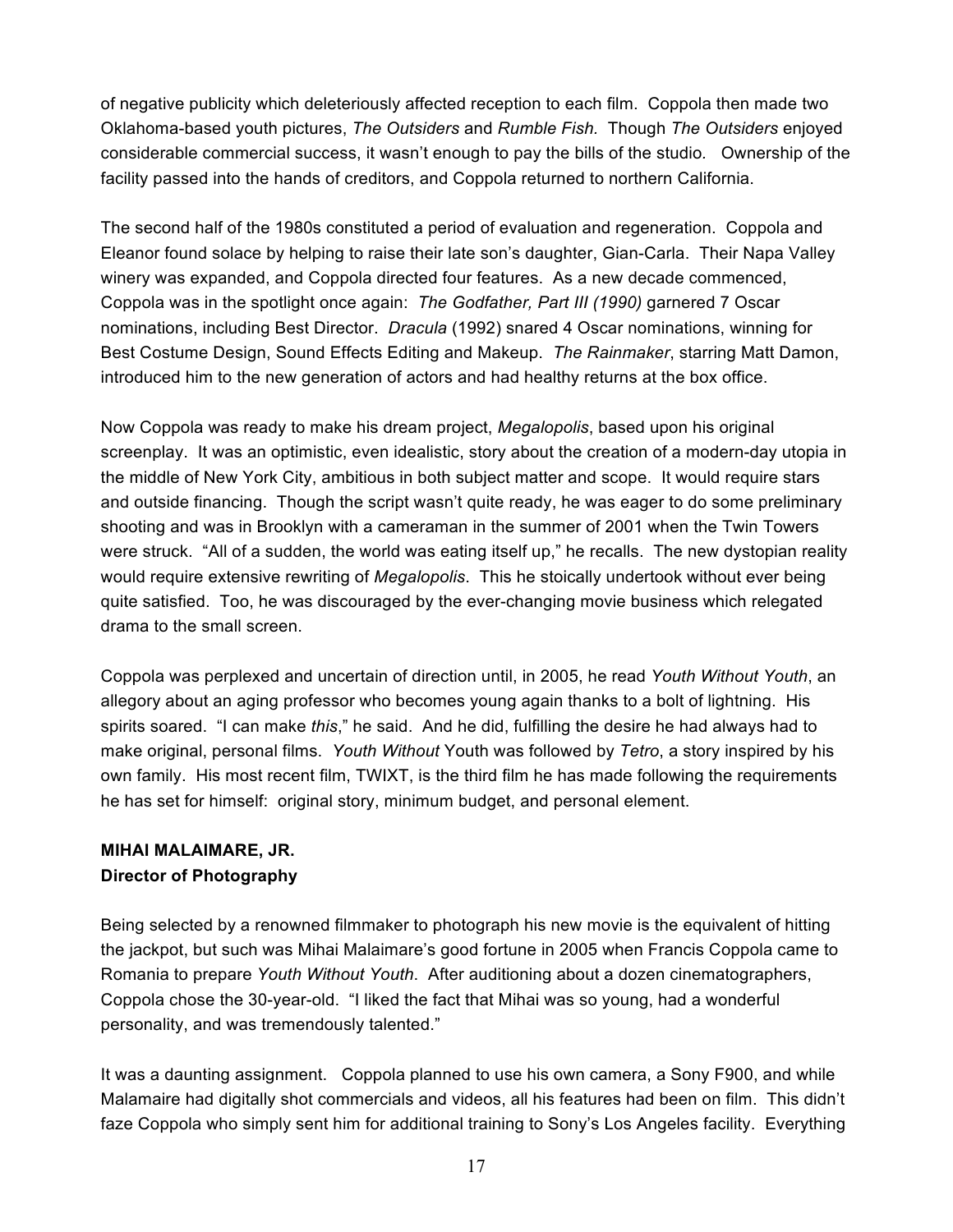of negative publicity which deleteriously affected reception to each film. Coppola then made two Oklahoma-based youth pictures, *The Outsiders* and *Rumble Fish.* Though *The Outsiders* enjoyed considerable commercial success, it wasn't enough to pay the bills of the studio. Ownership of the facility passed into the hands of creditors, and Coppola returned to northern California.

The second half of the 1980s constituted a period of evaluation and regeneration. Coppola and Eleanor found solace by helping to raise their late son's daughter, Gian-Carla. Their Napa Valley winery was expanded, and Coppola directed four features. As a new decade commenced, Coppola was in the spotlight once again: *The Godfather, Part III (1990)* garnered 7 Oscar nominations, including Best Director. *Dracula* (1992) snared 4 Oscar nominations, winning for Best Costume Design, Sound Effects Editing and Makeup. *The Rainmaker*, starring Matt Damon, introduced him to the new generation of actors and had healthy returns at the box office.

Now Coppola was ready to make his dream project, *Megalopolis*, based upon his original screenplay. It was an optimistic, even idealistic, story about the creation of a modern-day utopia in the middle of New York City, ambitious in both subject matter and scope. It would require stars and outside financing. Though the script wasn't quite ready, he was eager to do some preliminary shooting and was in Brooklyn with a cameraman in the summer of 2001 when the Twin Towers were struck. "All of a sudden, the world was eating itself up," he recalls. The new dystopian reality would require extensive rewriting of *Megalopolis*. This he stoically undertook without ever being quite satisfied. Too, he was discouraged by the ever-changing movie business which relegated drama to the small screen.

Coppola was perplexed and uncertain of direction until, in 2005, he read *Youth Without Youth*, an allegory about an aging professor who becomes young again thanks to a bolt of lightning. His spirits soared. "I can make *this*," he said. And he did, fulfilling the desire he had always had to make original, personal films. *Youth Without* Youth was followed by *Tetro*, a story inspired by his own family. His most recent film, TWIXT, is the third film he has made following the requirements he has set for himself: original story, minimum budget, and personal element.

**MIHAI MALAIMARE, JR.**
**Director of Photography**

Being selected by a renowned filmmaker to photograph his new movie is the equivalent of hitting the jackpot, but such was Mihai Malaimare's good fortune in 2005 when Francis Coppola came to Romania to prepare *Youth Without Youth*. After auditioning about a dozen cinematographers, Coppola chose the 30-year-old. "I liked the fact that Mihai was so young, had a wonderful personality, and was tremendously talented."

It was a daunting assignment. Coppola planned to use his own camera, a Sony F900, and while Malamaire had digitally shot commercials and videos, all his features had been on film. This didn't faze Coppola who simply sent him for additional training to Sony's Los Angeles facility. Everything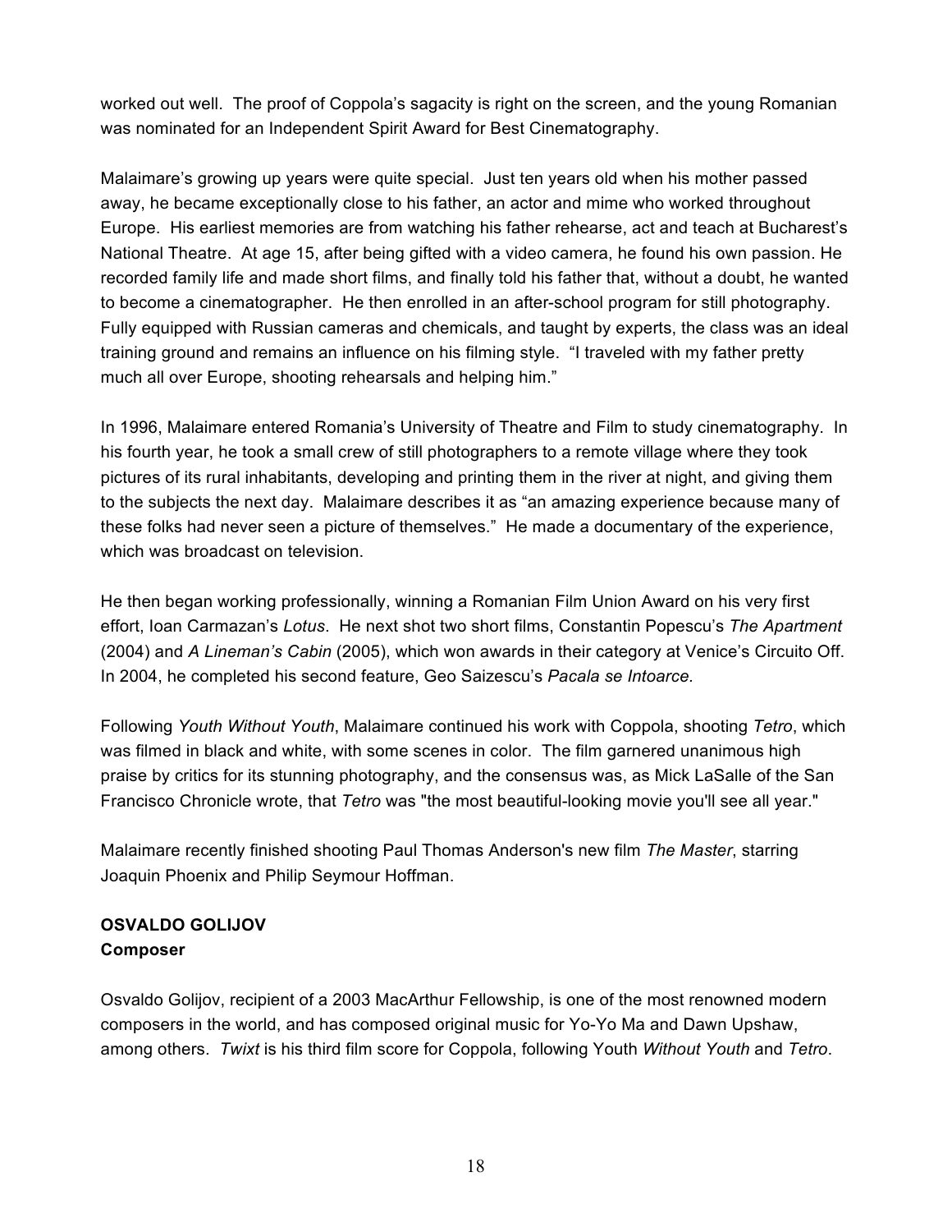worked out well. The proof of Coppola's sagacity is right on the screen, and the young Romanian was nominated for an Independent Spirit Award for Best Cinematography.

Malaimare's growing up years were quite special. Just ten years old when his mother passed away, he became exceptionally close to his father, an actor and mime who worked throughout Europe. His earliest memories are from watching his father rehearse, act and teach at Bucharest's National Theatre. At age 15, after being gifted with a video camera, he found his own passion. He recorded family life and made short films, and finally told his father that, without a doubt, he wanted to become a cinematographer. He then enrolled in an after-school program for still photography. Fully equipped with Russian cameras and chemicals, and taught by experts, the class was an ideal training ground and remains an influence on his filming style. "I traveled with my father pretty much all over Europe, shooting rehearsals and helping him."

In 1996, Malaimare entered Romania's University of Theatre and Film to study cinematography. In his fourth year, he took a small crew of still photographers to a remote village where they took pictures of its rural inhabitants, developing and printing them in the river at night, and giving them to the subjects the next day. Malaimare describes it as "an amazing experience because many of these folks had never seen a picture of themselves." He made a documentary of the experience, which was broadcast on television.

He then began working professionally, winning a Romanian Film Union Award on his very first effort, Ioan Carmazan's *Lotus*. He next shot two short films, Constantin Popescu's *The Apartment* (2004) and *A Lineman's Cabin* (2005), which won awards in their category at Venice's Circuito Off. In 2004, he completed his second feature, Geo Saizescu's *Pacala se Intoarce.*

Following *Youth Without Youth*, Malaimare continued his work with Coppola, shooting *Tetro*, which was filmed in black and white, with some scenes in color. The film garnered unanimous high praise by critics for its stunning photography, and the consensus was, as Mick LaSalle of the San Francisco Chronicle wrote, that *Tetro* was "the most beautiful-looking movie you'll see all year."

Malaimare recently finished shooting Paul Thomas Anderson's new film *The Master*, starring Joaquin Phoenix and Philip Seymour Hoffman.

**OSVALDO GOLIJOV**
**Composer**

Osvaldo Golijov, recipient of a 2003 MacArthur Fellowship, is one of the most renowned modern composers in the world, and has composed original music for Yo-Yo Ma and Dawn Upshaw, among others. *Twixt* is his third film score for Coppola, following Youth *Without Youth* and *Tetro*.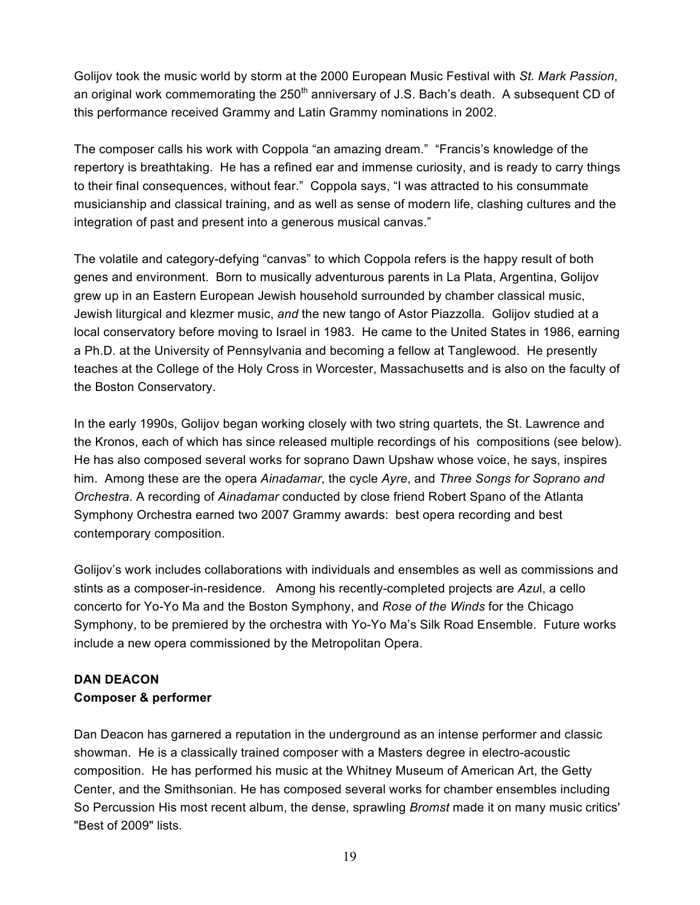Golijov took the music world by storm at the 2000 European Music Festival with *St. Mark Passion*, an original work commemorating the 250th anniversary of J.S. Bach's death. A subsequent CD of this performance received Grammy and Latin Grammy nominations in 2002.

The composer calls his work with Coppola "an amazing dream." "Francis's knowledge of the repertory is breathtaking. He has a refined ear and immense curiosity, and is ready to carry things to their final consequences, without fear." Coppola says, "I was attracted to his consummate musicianship and classical training, and as well as sense of modern life, clashing cultures and the integration of past and present into a generous musical canvas."

The volatile and category-defying "canvas" to which Coppola refers is the happy result of both genes and environment. Born to musically adventurous parents in La Plata, Argentina, Golijov grew up in an Eastern European Jewish household surrounded by chamber classical music, Jewish liturgical and klezmer music, *and* the new tango of Astor Piazzolla. Golijov studied at a local conservatory before moving to Israel in 1983. He came to the United States in 1986, earning a Ph.D. at the University of Pennsylvania and becoming a fellow at Tanglewood. He presently teaches at the College of the Holy Cross in Worcester, Massachusetts and is also on the faculty of the Boston Conservatory.

In the early 1990s, Golijov began working closely with two string quartets, the St. Lawrence and the Kronos, each of which has since released multiple recordings of his compositions (see below). He has also composed several works for soprano Dawn Upshaw whose voice, he says, inspires him. Among these are the opera *Ainadamar*, the cycle *Ayre*, and *Three Songs for Soprano and Orchestra*. A recording of *Ainadamar* conducted by close friend Robert Spano of the Atlanta Symphony Orchestra earned two 2007 Grammy awards: best opera recording and best contemporary composition.

Golijov's work includes collaborations with individuals and ensembles as well as commissions and stints as a composer-in-residence. Among his recently-completed projects are *Azu*l, a cello concerto for Yo-Yo Ma and the Boston Symphony, and *Rose of the Winds* for the Chicago Symphony, to be premiered by the orchestra with Yo-Yo Ma's Silk Road Ensemble. Future works include a new opera commissioned by the Metropolitan Opera.

**DAN DEACON**
**Composer & performer**

Dan Deacon has garnered a reputation in the underground as an intense performer and classic showman. He is a classically trained composer with a Masters degree in electro-acoustic composition. He has performed his music at the Whitney Museum of American Art, the Getty Center, and the Smithsonian. He has composed several works for chamber ensembles including So Percussion His most recent album, the dense, sprawling *Bromst* made it on many music critics' "Best of 2009" lists.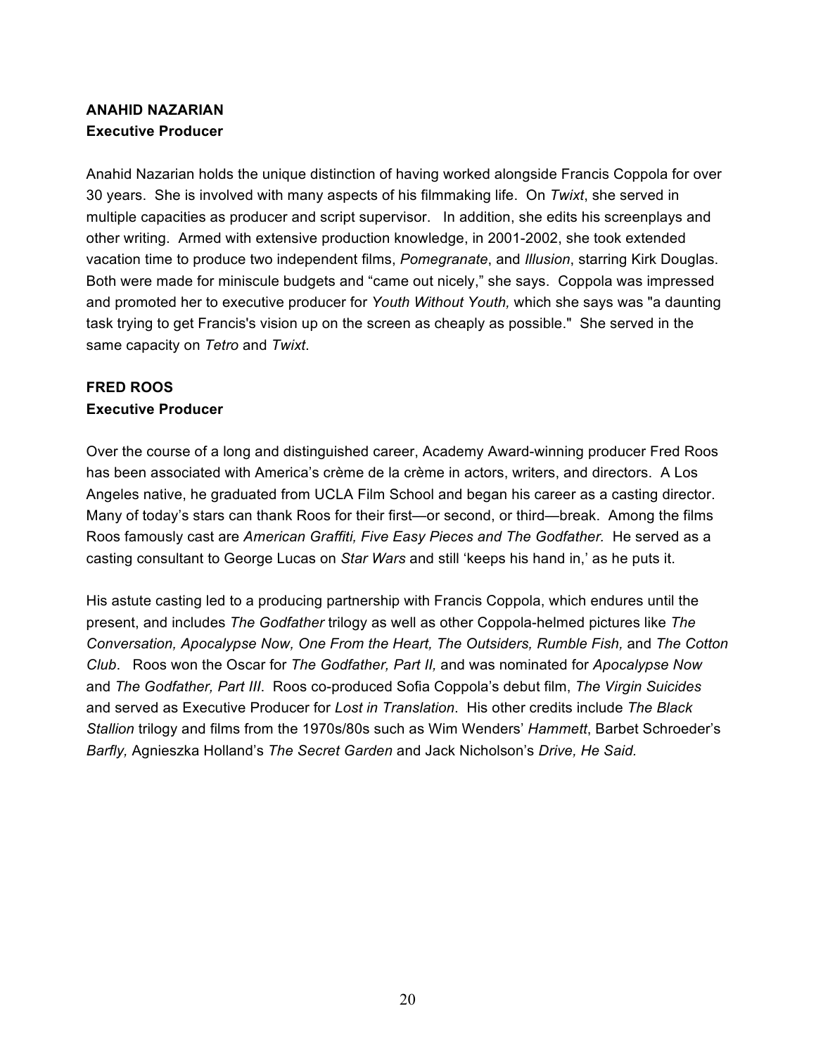**ANAHID NAZARIAN**
**Executive Producer**

Anahid Nazarian holds the unique distinction of having worked alongside Francis Coppola for over 30 years. She is involved with many aspects of his filmmaking life. On *Twixt*, she served in multiple capacities as producer and script supervisor. In addition, she edits his screenplays and other writing. Armed with extensive production knowledge, in 2001-2002, she took extended vacation time to produce two independent films, *Pomegranate*, and *Illusion*, starring Kirk Douglas. Both were made for miniscule budgets and "came out nicely," she says. Coppola was impressed and promoted her to executive producer for *Youth Without Youth,* which she says was "a daunting task trying to get Francis's vision up on the screen as cheaply as possible." She served in the same capacity on *Tetro* and *Twixt*.

**FRED ROOS**
**Executive Producer**

Over the course of a long and distinguished career, Academy Award-winning producer Fred Roos has been associated with America's crème de la crème in actors, writers, and directors. A Los Angeles native, he graduated from UCLA Film School and began his career as a casting director. Many of today's stars can thank Roos for their first—or second, or third—break. Among the films Roos famously cast are *American Graffiti, Five Easy Pieces and The Godfather.* He served as a casting consultant to George Lucas on *Star Wars* and still 'keeps his hand in,' as he puts it.

His astute casting led to a producing partnership with Francis Coppola, which endures until the present, and includes *The Godfather* trilogy as well as other Coppola-helmed pictures like *The Conversation, Apocalypse Now, One From the Heart, The Outsiders, Rumble Fish,* and *The Cotton Club*. Roos won the Oscar for *The Godfather, Part II,* and was nominated for *Apocalypse Now* and *The Godfather, Part III*. Roos co-produced Sofia Coppola's debut film, *The Virgin Suicides* and served as Executive Producer for *Lost in Translation*. His other credits include *The Black Stallion* trilogy and films from the 1970s/80s such as Wim Wenders' *Hammett*, Barbet Schroeder's *Barfly,* Agnieszka Holland's *The Secret Garden* and Jack Nicholson's *Drive, He Said*.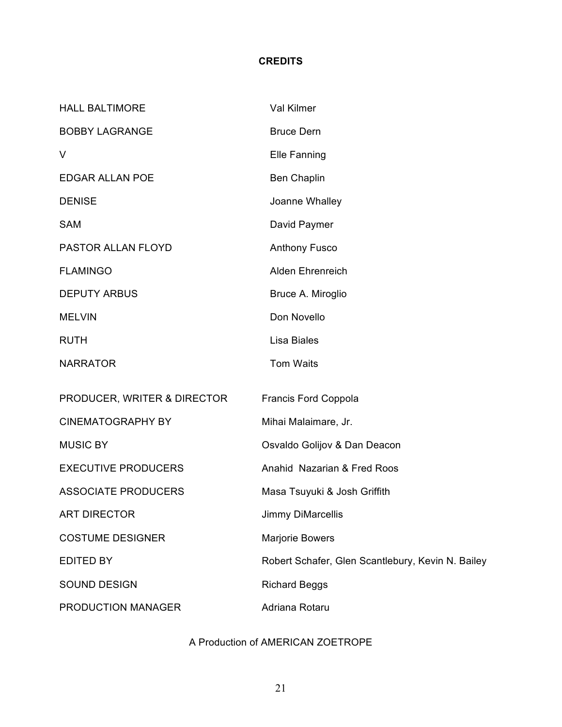# CREDITS

| | |
|---|---|
| HALL BALTIMORE | Val Kilmer |
| BOBBY LAGRANGE | Bruce Dern |
| V | Elle Fanning |
| EDGAR ALLAN POE | Ben Chaplin |
| DENISE | Joanne Whalley |
| SAM | David Paymer |
| PASTOR ALLAN FLOYD | Anthony Fusco |
| FLAMINGO | Alden Ehrenreich |
| DEPUTY ARBUS | Bruce A. Miroglio |
| MELVIN | Don Novello |
| RUTH | Lisa Biales |
| NARRATOR | Tom Waits |

| | |
|---|---|
| PRODUCER, WRITER & DIRECTOR | Francis Ford Coppola |
| CINEMATOGRAPHY BY | Mihai Malaimare, Jr. |
| MUSIC BY | Osvaldo Golijov & Dan Deacon |
| EXECUTIVE PRODUCERS | Anahid Nazarian & Fred Roos |
| ASSOCIATE PRODUCERS | Masa Tsuyuki & Josh Griffith |
| ART DIRECTOR | Jimmy DiMarcellis |
| COSTUME DESIGNER | Marjorie Bowers |
| EDITED BY | Robert Schafer, Glen Scantlebury, Kevin N. Bailey |
| SOUND DESIGN | Richard Beggs |
| PRODUCTION MANAGER | Adriana Rotaru |

A Production of AMERICAN ZOETROPE